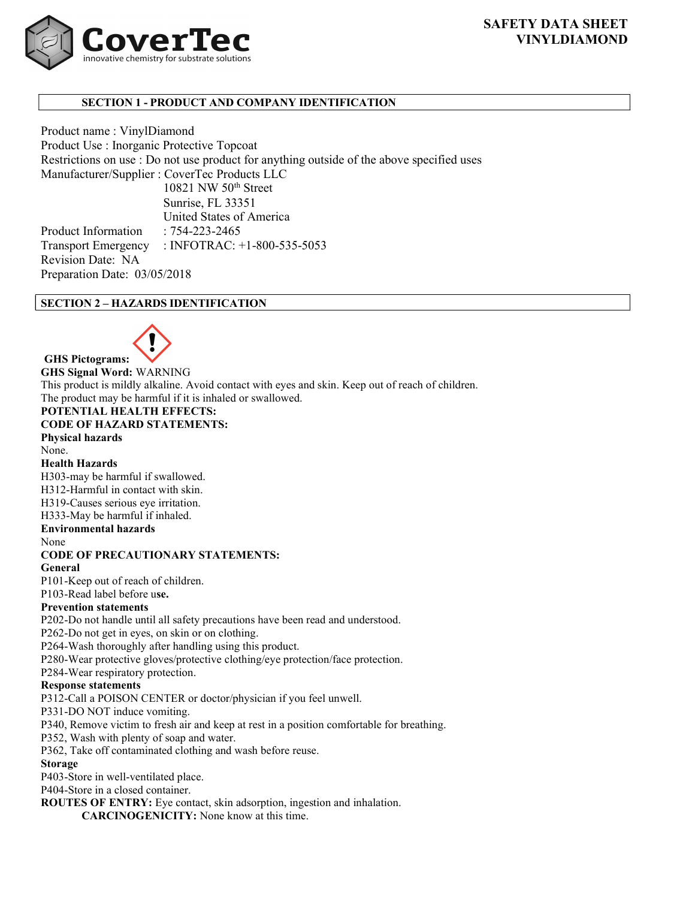**CoverTec**
innovative chemistry for substrate solutions

# SAFETY DATA SHEET
# VINYLDIAMOND

## SECTION 1 - PRODUCT AND COMPANY IDENTIFICATION

Product name : VinylDiamond
Product Use : Inorganic Protective Topcoat
Restrictions on use : Do not use product for anything outside of the above specified uses
Manufacturer/Supplier : CoverTec Products LLC
10821 NW 50th Street
Sunrise, FL 33351
United States of America
Product Information : 754-223-2465
Transport Emergency : INFOTRAC: +1-800-535-5053
Revision Date: NA
Preparation Date: 03/05/2018

## SECTION 2 – HAZARDS IDENTIFICATION

**GHS Pictograms:**

**GHS Signal Word:** WARNING
This product is mildly alkaline. Avoid contact with eyes and skin. Keep out of reach of children.
The product may be harmful if it is inhaled or swallowed.

**POTENTIAL HEALTH EFFECTS:**

**CODE OF HAZARD STATEMENTS:**

**Physical hazards**
None.

**Health Hazards**
H303-may be harmful if swallowed.
H312-Harmful in contact with skin.
H319-Causes serious eye irritation.
H333-May be harmful if inhaled.

**Environmental hazards**
None

**CODE OF PRECAUTIONARY STATEMENTS:**

**General**
P101-Keep out of reach of children.
P103-Read label before use.

**Prevention statements**
P202-Do not handle until all safety precautions have been read and understood.
P262-Do not get in eyes, on skin or on clothing.
P264-Wash thoroughly after handling using this product.
P280-Wear protective gloves/protective clothing/eye protection/face protection.
P284-Wear respiratory protection.

**Response statements**
P312-Call a POISON CENTER or doctor/physician if you feel unwell.
P331-DO NOT induce vomiting.
P340, Remove victim to fresh air and keep at rest in a position comfortable for breathing.
P352, Wash with plenty of soap and water.
P362, Take off contaminated clothing and wash before reuse.

**Storage**
P403-Store in well-ventilated place.
P404-Store in a closed container.

**ROUTES OF ENTRY:** Eye contact, skin adsorption, ingestion and inhalation.

**CARCINOGENICITY:** None know at this time.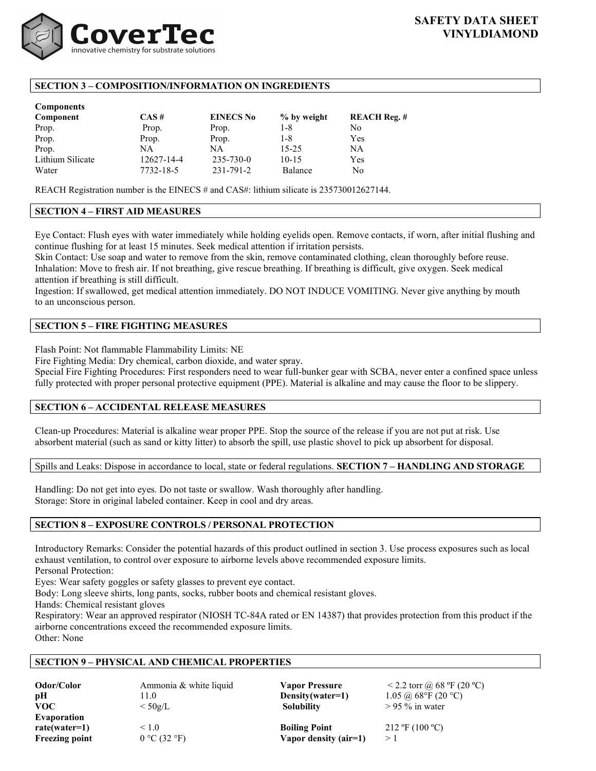**SAFETY DATA SHEET**
**VINYLDIAMOND**

## SECTION 3 – COMPOSITION/INFORMATION ON INGREDIENTS

**Components**

| Component | CAS # | EINECS No | % by weight | REACH Reg. # |
|---|---|---|---|---|
| Prop. | Prop. | Prop. | 1-8 | No |
| Prop. | Prop. | Prop. | 1-8 | Yes |
| Prop. | NA | NA | 15-25 | NA |
| Lithium Silicate | 12627-14-4 | 235-730-0 | 10-15 | Yes |
| Water | 7732-18-5 | 231-791-2 | Balance | No |

REACH Registration number is the EINECS # and CAS#: lithium silicate is 235730012627144.

## SECTION 4 – FIRST AID MEASURES

Eye Contact: Flush eyes with water immediately while holding eyelids open. Remove contacts, if worn, after initial flushing and continue flushing for at least 15 minutes. Seek medical attention if irritation persists.
Skin Contact: Use soap and water to remove from the skin, remove contaminated clothing, clean thoroughly before reuse.
Inhalation: Move to fresh air. If not breathing, give rescue breathing. If breathing is difficult, give oxygen. Seek medical attention if breathing is still difficult.
Ingestion: If swallowed, get medical attention immediately. DO NOT INDUCE VOMITING. Never give anything by mouth to an unconscious person.

## SECTION 5 – FIRE FIGHTING MEASURES

Flash Point: Not flammable Flammability Limits: NE
Fire Fighting Media: Dry chemical, carbon dioxide, and water spray.
Special Fire Fighting Procedures: First responders need to wear full-bunker gear with SCBA, never enter a confined space unless fully protected with proper personal protective equipment (PPE). Material is alkaline and may cause the floor to be slippery.

## SECTION 6 – ACCIDENTAL RELEASE MEASURES

Clean-up Procedures: Material is alkaline wear proper PPE. Stop the source of the release if you are not put at risk. Use absorbent material (such as sand or kitty litter) to absorb the spill, use plastic shovel to pick up absorbent for disposal.

Spills and Leaks: Dispose in accordance to local, state or federal regulations.

## SECTION 7 – HANDLING AND STORAGE

Handling: Do not get into eyes. Do not taste or swallow. Wash thoroughly after handling.
Storage: Store in original labeled container. Keep in cool and dry areas.

## SECTION 8 – EXPOSURE CONTROLS / PERSONAL PROTECTION

Introductory Remarks: Consider the potential hazards of this product outlined in section 3. Use process exposures such as local exhaust ventilation, to control over exposure to airborne levels above recommended exposure limits.
Personal Protection:
Eyes: Wear safety goggles or safety glasses to prevent eye contact.
Body: Long sleeve shirts, long pants, socks, rubber boots and chemical resistant gloves.
Hands: Chemical resistant gloves
Respiratory: Wear an approved respirator (NIOSH TC-84A rated or EN 14387) that provides protection from this product if the airborne concentrations exceed the recommended exposure limits.
Other: None

## SECTION 9 – PHYSICAL AND CHEMICAL PROPERTIES

| | | | |
|---|---|---|---|
| **Odor/Color** | Ammonia & white liquid | **Vapor Pressure** | < 2.2 torr @ 68 ºF (20 ºC) |
| **pH** | 11.0 | **Density(water=1)** | 1.05 @ 68°F (20 °C) |
| **VOC** | < 50g/L | **Solubility** | > 95 % in water |
| **Evaporation rate(water=1)** | < 1.0 | **Boiling Point** | 212 ºF (100 ºC) |
| **Freezing point** | 0 °C (32 °F) | **Vapor density (air=1)** | > 1 |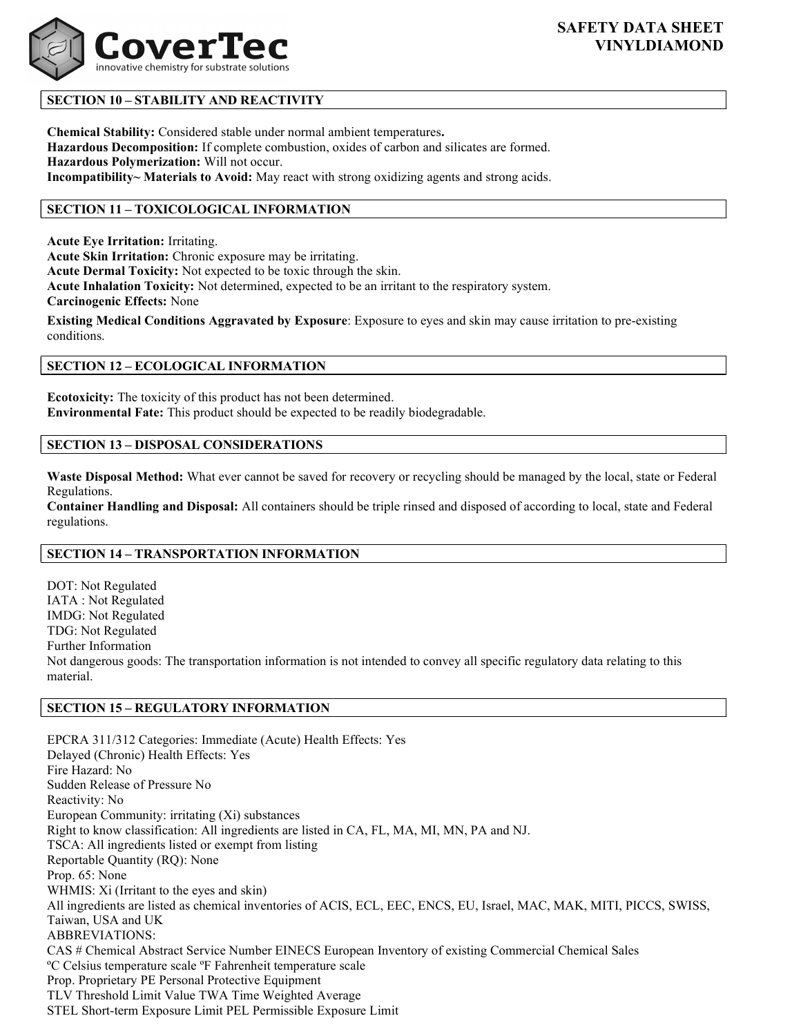## SECTION 10 – STABILITY AND REACTIVITY

**Chemical Stability:** Considered stable under normal ambient temperatures**.**
**Hazardous Decomposition:** If complete combustion, oxides of carbon and silicates are formed.
**Hazardous Polymerization:** Will not occur.
**Incompatibility~ Materials to Avoid:** May react with strong oxidizing agents and strong acids.

## SECTION 11 – TOXICOLOGICAL INFORMATION

**Acute Eye Irritation:** Irritating.
**Acute Skin Irritation:** Chronic exposure may be irritating.
**Acute Dermal Toxicity:** Not expected to be toxic through the skin.
**Acute Inhalation Toxicity:** Not determined, expected to be an irritant to the respiratory system.
**Carcinogenic Effects:** None

**Existing Medical Conditions Aggravated by Exposure**: Exposure to eyes and skin may cause irritation to pre-existing conditions.

## SECTION 12 – ECOLOGICAL INFORMATION

**Ecotoxicity:** The toxicity of this product has not been determined.
**Environmental Fate:** This product should be expected to be readily biodegradable.

## SECTION 13 – DISPOSAL CONSIDERATIONS

**Waste Disposal Method:** What ever cannot be saved for recovery or recycling should be managed by the local, state or Federal Regulations.
**Container Handling and Disposal:** All containers should be triple rinsed and disposed of according to local, state and Federal regulations.

## SECTION 14 – TRANSPORTATION INFORMATION

DOT: Not Regulated
IATA : Not Regulated
IMDG: Not Regulated
TDG: Not Regulated
Further Information
Not dangerous goods: The transportation information is not intended to convey all specific regulatory data relating to this material.

## SECTION 15 – REGULATORY INFORMATION

EPCRA 311/312 Categories: Immediate (Acute) Health Effects: Yes
Delayed (Chronic) Health Effects: Yes
Fire Hazard: No
Sudden Release of Pressure No
Reactivity: No
European Community: irritating (Xi) substances
Right to know classification: All ingredients are listed in CA, FL, MA, MI, MN, PA and NJ.
TSCA: All ingredients listed or exempt from listing
Reportable Quantity (RQ): None
Prop. 65: None
WHMIS: Xi (Irritant to the eyes and skin)
All ingredients are listed as chemical inventories of ACIS, ECL, EEC, ENCS, EU, Israel, MAC, MAK, MITI, PICCS, SWISS, Taiwan, USA and UK
ABBREVIATIONS:
CAS # Chemical Abstract Service Number EINECS European Inventory of existing Commercial Chemical Sales
ºC Celsius temperature scale ºF Fahrenheit temperature scale
Prop. Proprietary PE Personal Protective Equipment
TLV Threshold Limit Value TWA Time Weighted Average
STEL Short-term Exposure Limit PEL Permissible Exposure Limit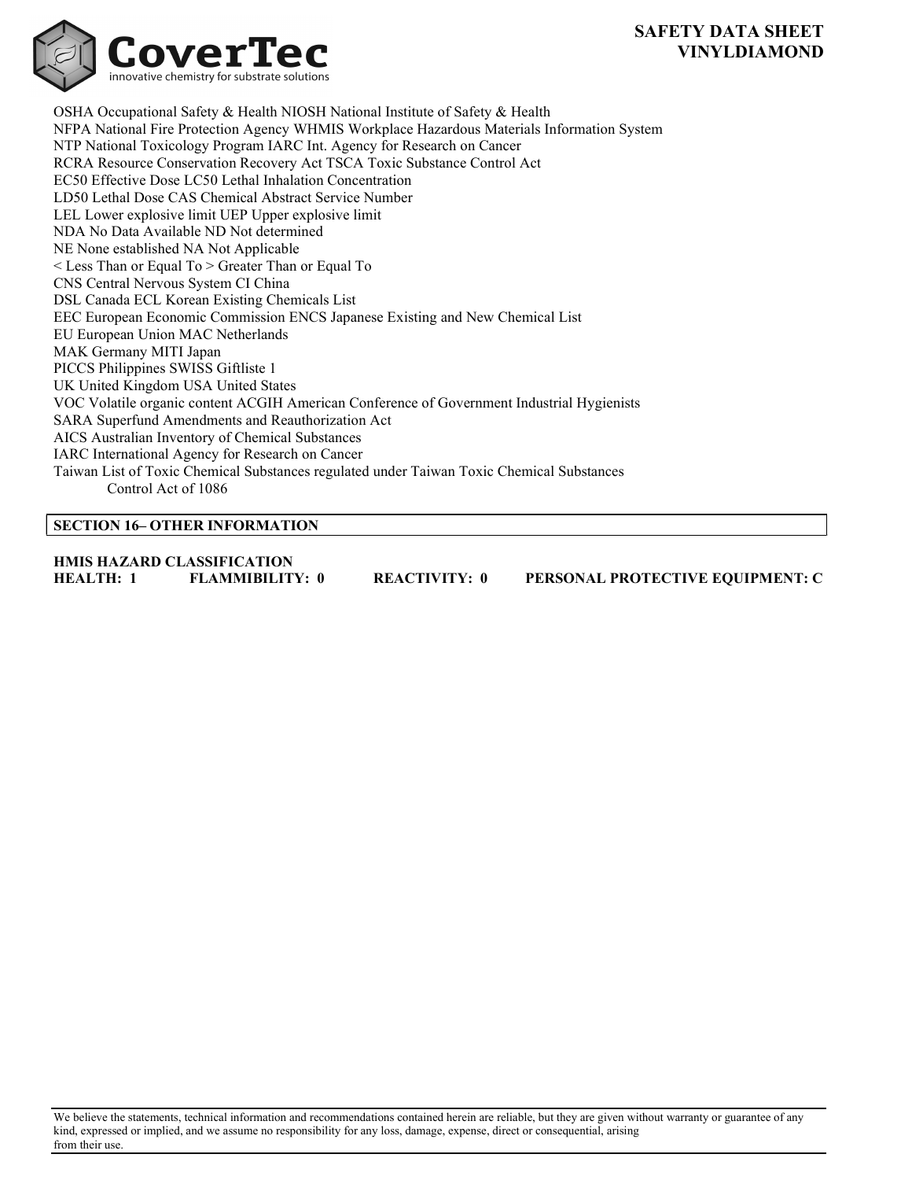OSHA Occupational Safety & Health NIOSH National Institute of Safety & Health
NFPA National Fire Protection Agency WHMIS Workplace Hazardous Materials Information System
NTP National Toxicology Program IARC Int. Agency for Research on Cancer
RCRA Resource Conservation Recovery Act TSCA Toxic Substance Control Act
EC50 Effective Dose LC50 Lethal Inhalation Concentration
LD50 Lethal Dose CAS Chemical Abstract Service Number
LEL Lower explosive limit UEP Upper explosive limit
NDA No Data Available ND Not determined
NE None established NA Not Applicable
< Less Than or Equal To > Greater Than or Equal To
CNS Central Nervous System CI China
DSL Canada ECL Korean Existing Chemicals List
EEC European Economic Commission ENCS Japanese Existing and New Chemical List
EU European Union MAC Netherlands
MAK Germany MITI Japan
PICCS Philippines SWISS Giftliste 1
UK United Kingdom USA United States
VOC Volatile organic content ACGIH American Conference of Government Industrial Hygienists
SARA Superfund Amendments and Reauthorization Act
AICS Australian Inventory of Chemical Substances
IARC International Agency for Research on Cancer
Taiwan List of Toxic Chemical Substances regulated under Taiwan Toxic Chemical Substances
Control Act of 1086

## SECTION 16– OTHER INFORMATION

**HMIS HAZARD CLASSIFICATION**
**HEALTH: 1 FLAMMIBILITY: 0 REACTIVITY: 0 PERSONAL PROTECTIVE EQUIPMENT: C**

We believe the statements, technical information and recommendations contained herein are reliable, but they are given without warranty or guarantee of any kind, expressed or implied, and we assume no responsibility for any loss, damage, expense, direct or consequential, arising from their use.